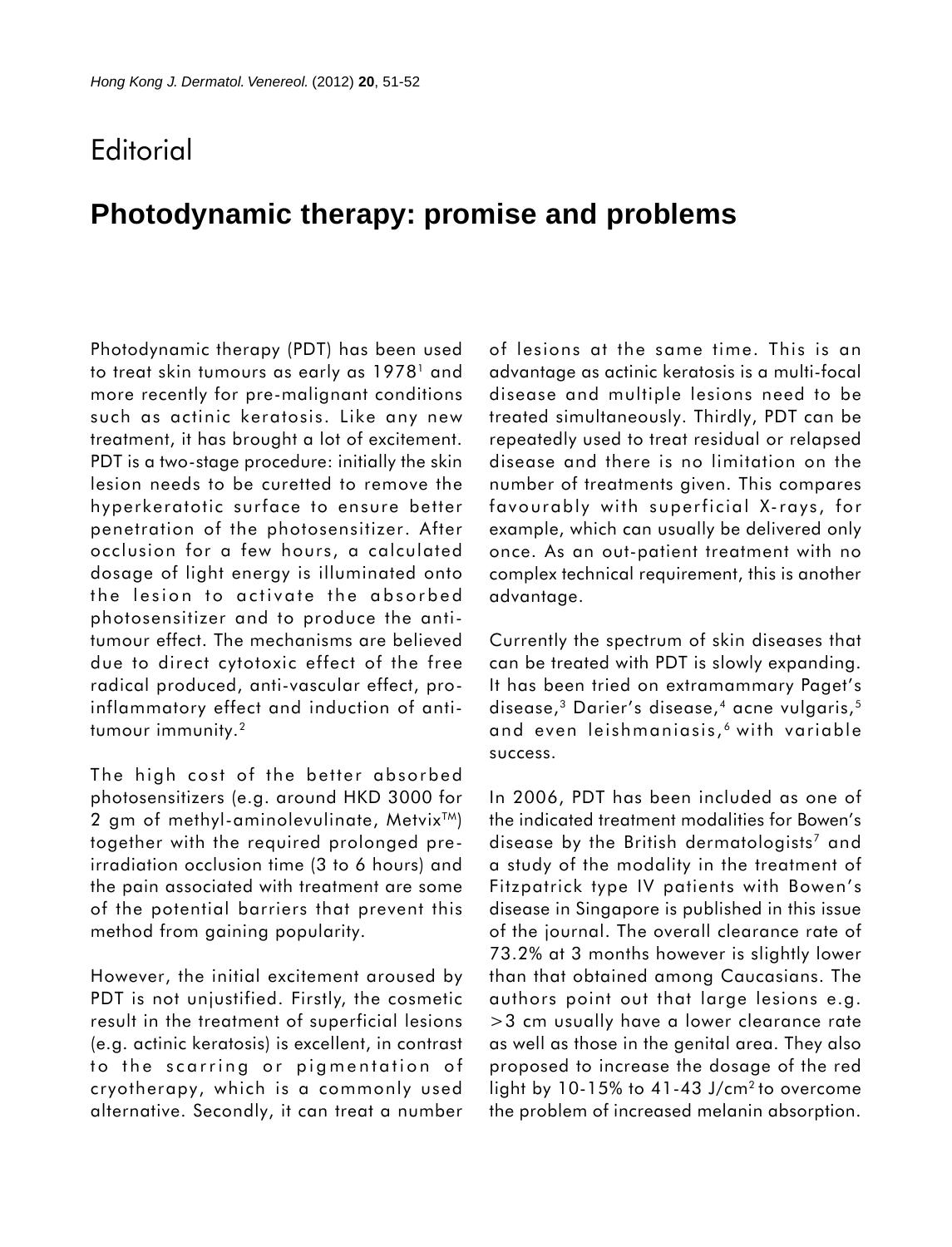# Editorial

## Photodynamic therapy: promise and problems

Photodynamic therapy (PDT) has been used to treat skin tumours as early as 1978[1] and more recently for pre-malignant conditions such as actinic keratosis. Like any new treatment, it has brought a lot of excitement. PDT is a two-stage procedure: initially the skin lesion needs to be curetted to remove the hyperkeratotic surface to ensure better penetration of the photosensitizer. After occlusion for a few hours, a calculated dosage of light energy is illuminated onto the lesion to activate the absorbed photosensitizer and to produce the anti-tumour effect. The mechanisms are believed due to direct cytotoxic effect of the free radical produced, anti-vascular effect, pro-inflammatory effect and induction of anti-tumour immunity.[2]

The high cost of the better absorbed photosensitizers (e.g. around HKD 3000 for 2 gm of methyl-aminolevulinate, Metvix™) together with the required prolonged pre-irradiation occlusion time (3 to 6 hours) and the pain associated with treatment are some of the potential barriers that prevent this method from gaining popularity.

However, the initial excitement aroused by PDT is not unjustified. Firstly, the cosmetic result in the treatment of superficial lesions (e.g. actinic keratosis) is excellent, in contrast to the scarring or pigmentation of cryotherapy, which is a commonly used alternative. Secondly, it can treat a number of lesions at the same time. This is an advantage as actinic keratosis is a multi-focal disease and multiple lesions need to be treated simultaneously. Thirdly, PDT can be repeatedly used to treat residual or relapsed disease and there is no limitation on the number of treatments given. This compares favourably with superficial X-rays, for example, which can usually be delivered only once. As an out-patient treatment with no complex technical requirement, this is another advantage.

Currently the spectrum of skin diseases that can be treated with PDT is slowly expanding. It has been tried on extramammary Paget's disease,[3] Darier's disease,[4] acne vulgaris,[5] and even leishmaniasis,[6] with variable success.

In 2006, PDT has been included as one of the indicated treatment modalities for Bowen's disease by the British dermatologists[7] and a study of the modality in the treatment of Fitzpatrick type IV patients with Bowen's disease in Singapore is published in this issue of the journal. The overall clearance rate of 73.2% at 3 months however is slightly lower than that obtained among Caucasians. The authors point out that large lesions e.g. >3 cm usually have a lower clearance rate as well as those in the genital area. They also proposed to increase the dosage of the red light by 10-15% to 41-43 J/cm$^2$ to overcome the problem of increased melanin absorption.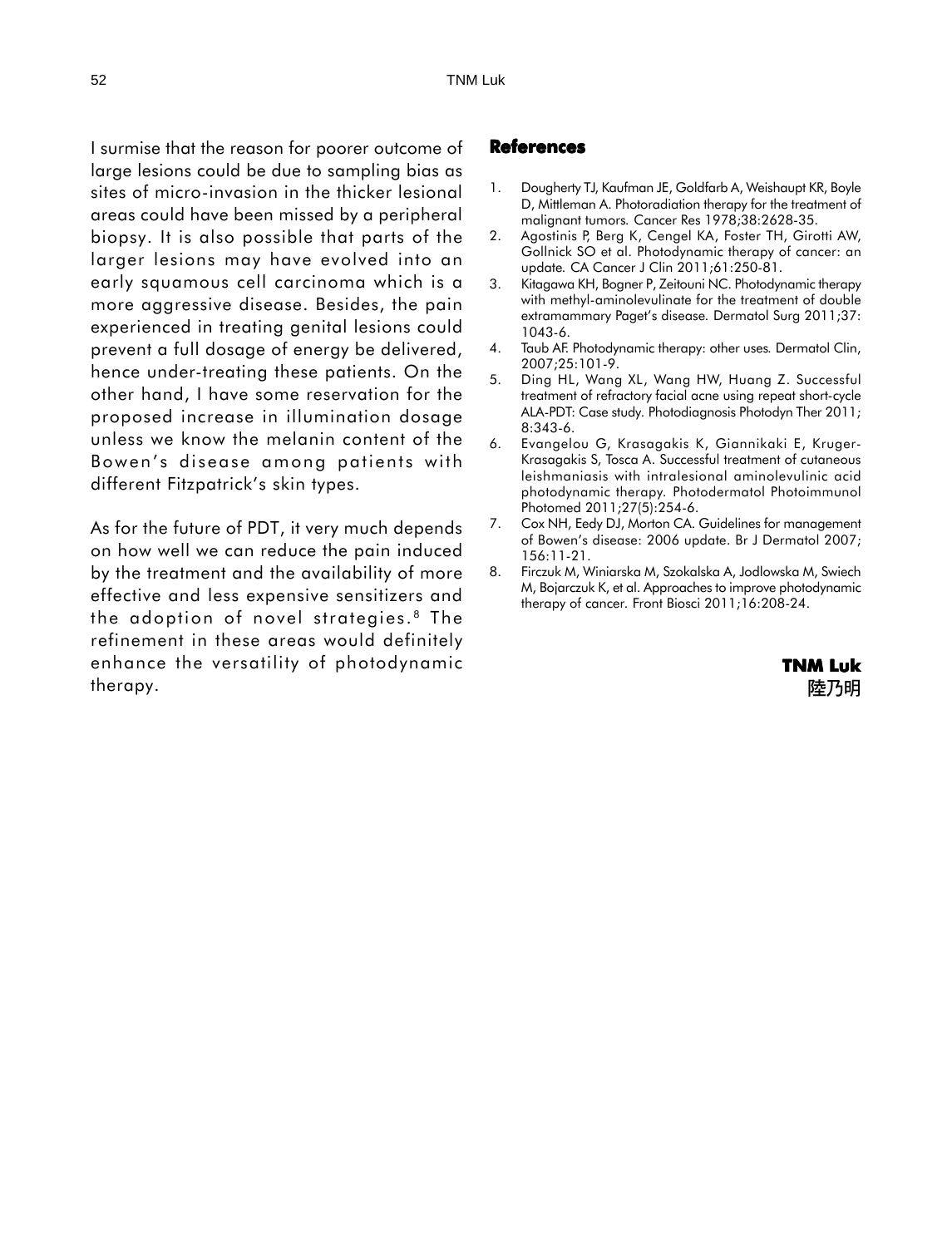I surmise that the reason for poorer outcome of large lesions could be due to sampling bias as sites of micro-invasion in the thicker lesional areas could have been missed by a peripheral biopsy. It is also possible that parts of the larger lesions may have evolved into an early squamous cell carcinoma which is a more aggressive disease. Besides, the pain experienced in treating genital lesions could prevent a full dosage of energy be delivered, hence under-treating these patients. On the other hand, I have some reservation for the proposed increase in illumination dosage unless we know the melanin content of the Bowen's disease among patients with different Fitzpatrick's skin types.

As for the future of PDT, it very much depends on how well we can reduce the pain induced by the treatment and the availability of more effective and less expensive sensitizers and the adoption of novel strategies.[8] The refinement in these areas would definitely enhance the versatility of photodynamic therapy.

## References

1. Dougherty TJ, Kaufman JE, Goldfarb A, Weishaupt KR, Boyle D, Mittleman A. Photoradiation therapy for the treatment of malignant tumors. Cancer Res 1978;38:2628-35.
2. Agostinis P, Berg K, Cengel KA, Foster TH, Girotti AW, Gollnick SO et al. Photodynamic therapy of cancer: an update. CA Cancer J Clin 2011;61:250-81.
3. Kitagawa KH, Bogner P, Zeitouni NC. Photodynamic therapy with methyl-aminolevulinate for the treatment of double extramammary Paget's disease. Dermatol Surg 2011;37: 1043-6.
4. Taub AF. Photodynamic therapy: other uses. Dermatol Clin, 2007;25:101-9.
5. Ding HL, Wang XL, Wang HW, Huang Z. Successful treatment of refractory facial acne using repeat short-cycle ALA-PDT: Case study. Photodiagnosis Photodyn Ther 2011; 8:343-6.
6. Evangelou G, Krasagakis K, Giannikaki E, Kruger-Krasagakis S, Tosca A. Successful treatment of cutaneous leishmaniasis with intralesional aminolevulinic acid photodynamic therapy. Photodermatol Photoimmunol Photomed 2011;27(5):254-6.
7. Cox NH, Eedy DJ, Morton CA. Guidelines for management of Bowen's disease: 2006 update. Br J Dermatol 2007; 156:11-21.
8. Firczuk M, Winiarska M, Szokalska A, Jodlowska M, Swiech M, Bojarczuk K, et al. Approaches to improve photodynamic therapy of cancer. Front Biosci 2011;16:208-24.

**TNM Luk**
**陸乃明**